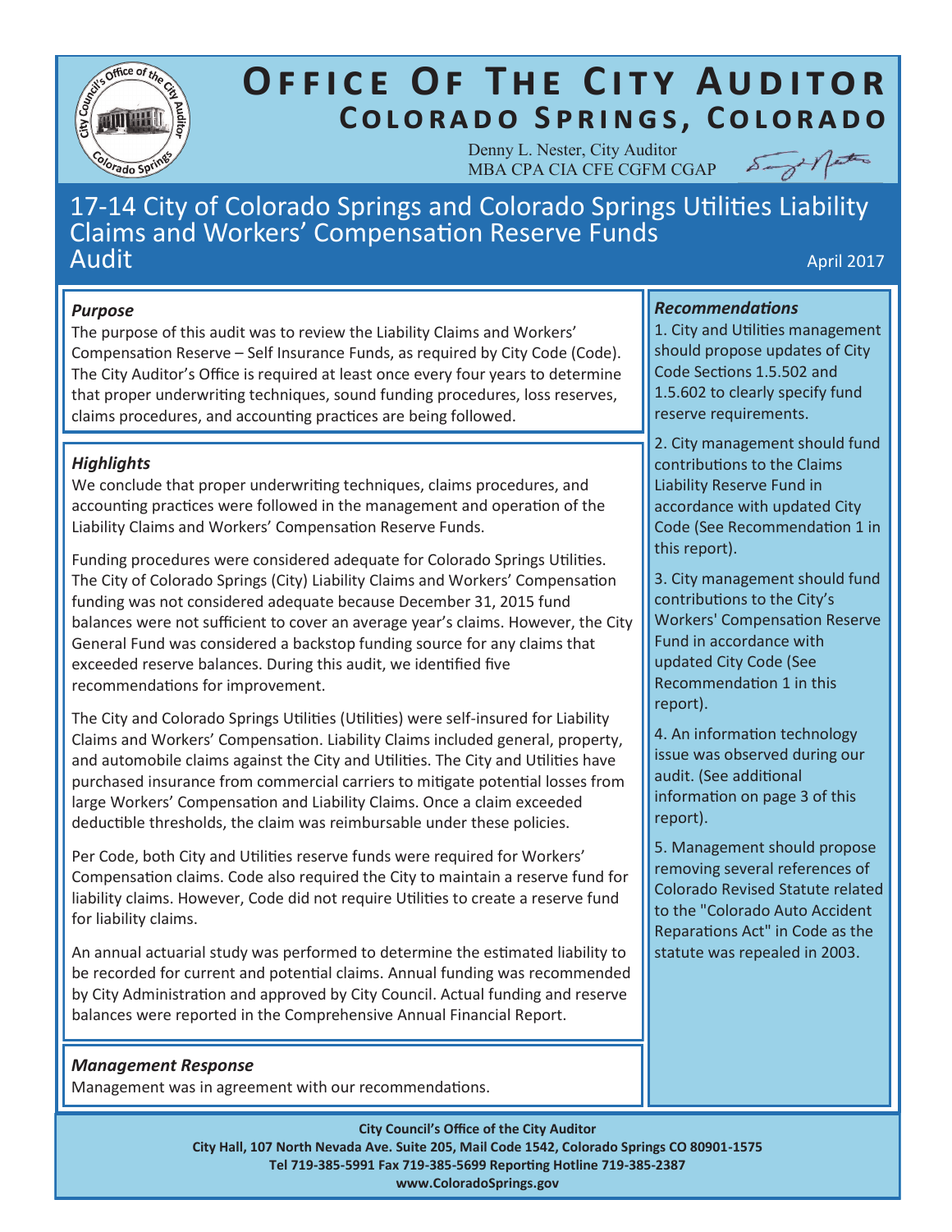# Office Of The City Auditor
## Colorado Springs, Colorado

Denny L. Nester, City Auditor
MBA CPA CIA CFE CGFM CGAP

## 17-14 City of Colorado Springs and Colorado Springs Utilities Liability Claims and Workers' Compensation Reserve Funds Audit

April 2017

### *Purpose*

The purpose of this audit was to review the Liability Claims and Workers' Compensation Reserve – Self Insurance Funds, as required by City Code (Code). The City Auditor's Office is required at least once every four years to determine that proper underwriting techniques, sound funding procedures, loss reserves, claims procedures, and accounting practices are being followed.

### *Highlights*

We conclude that proper underwriting techniques, claims procedures, and accounting practices were followed in the management and operation of the Liability Claims and Workers' Compensation Reserve Funds.

Funding procedures were considered adequate for Colorado Springs Utilities. The City of Colorado Springs (City) Liability Claims and Workers' Compensation funding was not considered adequate because December 31, 2015 fund balances were not sufficient to cover an average year's claims. However, the City General Fund was considered a backstop funding source for any claims that exceeded reserve balances. During this audit, we identified five recommendations for improvement.

The City and Colorado Springs Utilities (Utilities) were self-insured for Liability Claims and Workers' Compensation. Liability Claims included general, property, and automobile claims against the City and Utilities. The City and Utilities have purchased insurance from commercial carriers to mitigate potential losses from large Workers' Compensation and Liability Claims. Once a claim exceeded deductible thresholds, the claim was reimbursable under these policies.

Per Code, both City and Utilities reserve funds were required for Workers' Compensation claims. Code also required the City to maintain a reserve fund for liability claims. However, Code did not require Utilities to create a reserve fund for liability claims.

An annual actuarial study was performed to determine the estimated liability to be recorded for current and potential claims. Annual funding was recommended by City Administration and approved by City Council. Actual funding and reserve balances were reported in the Comprehensive Annual Financial Report.

### *Management Response*

Management was in agreement with our recommendations.

### *Recommendations*

1. City and Utilities management should propose updates of City Code Sections 1.5.502 and 1.5.602 to clearly specify fund reserve requirements.

2. City management should fund contributions to the Claims Liability Reserve Fund in accordance with updated City Code (See Recommendation 1 in this report).

3. City management should fund contributions to the City's Workers' Compensation Reserve Fund in accordance with updated City Code (See Recommendation 1 in this report).

4. An information technology issue was observed during our audit. (See additional information on page 3 of this report).

5. Management should propose removing several references of Colorado Revised Statute related to the "Colorado Auto Accident Reparations Act" in Code as the statute was repealed in 2003.

City Council's Office of the City Auditor
City Hall, 107 North Nevada Ave. Suite 205, Mail Code 1542, Colorado Springs CO 80901-1575
Tel 719-385-5991 Fax 719-385-5699 Reporting Hotline 719-385-2387
www.ColoradoSprings.gov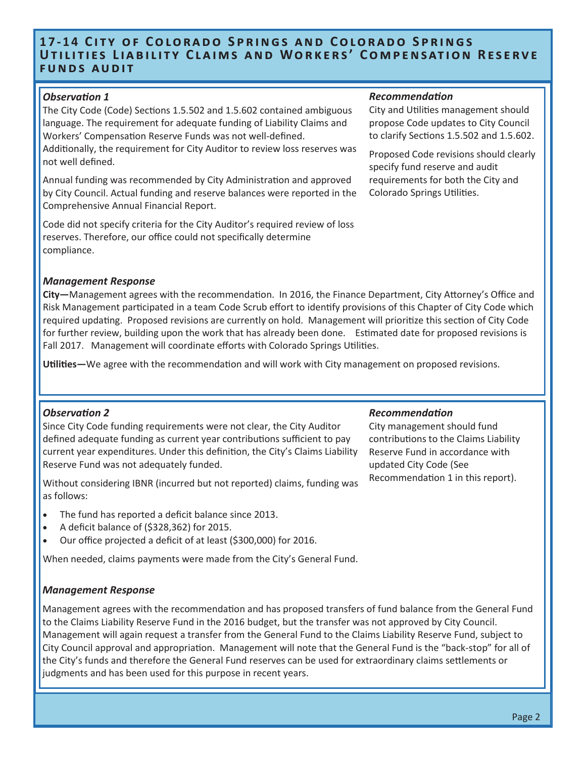# 17-14 City of Colorado Springs and Colorado Springs Utilities Liability Claims and Workers' Compensation Reserve Funds Audit

### *Observation 1*

The City Code (Code) Sections 1.5.502 and 1.5.602 contained ambiguous language. The requirement for adequate funding of Liability Claims and Workers' Compensation Reserve Funds was not well-defined. Additionally, the requirement for City Auditor to review loss reserves was not well defined.

Annual funding was recommended by City Administration and approved by City Council. Actual funding and reserve balances were reported in the Comprehensive Annual Financial Report.

Code did not specify criteria for the City Auditor's required review of loss reserves. Therefore, our office could not specifically determine compliance.

### *Recommendation*

City and Utilities management should propose Code updates to City Council to clarify Sections 1.5.502 and 1.5.602.

Proposed Code revisions should clearly specify fund reserve and audit requirements for both the City and Colorado Springs Utilities.

### *Management Response*

**City—**Management agrees with the recommendation. In 2016, the Finance Department, City Attorney's Office and Risk Management participated in a team Code Scrub effort to identify provisions of this Chapter of City Code which required updating. Proposed revisions are currently on hold. Management will prioritize this section of City Code for further review, building upon the work that has already been done. Estimated date for proposed revisions is Fall 2017. Management will coordinate efforts with Colorado Springs Utilities.

**Utilities—**We agree with the recommendation and will work with City management on proposed revisions.

### *Observation 2*

Since City Code funding requirements were not clear, the City Auditor defined adequate funding as current year contributions sufficient to pay current year expenditures. Under this definition, the City's Claims Liability Reserve Fund was not adequately funded.

Without considering IBNR (incurred but not reported) claims, funding was as follows:

- The fund has reported a deficit balance since 2013.
- A deficit balance of ($328,362) for 2015.
- Our office projected a deficit of at least ($300,000) for 2016.

When needed, claims payments were made from the City's General Fund.

### *Recommendation*

City management should fund contributions to the Claims Liability Reserve Fund in accordance with updated City Code (See Recommendation 1 in this report).

### *Management Response*

Management agrees with the recommendation and has proposed transfers of fund balance from the General Fund to the Claims Liability Reserve Fund in the 2016 budget, but the transfer was not approved by City Council. Management will again request a transfer from the General Fund to the Claims Liability Reserve Fund, subject to City Council approval and appropriation. Management will note that the General Fund is the "back-stop" for all of the City's funds and therefore the General Fund reserves can be used for extraordinary claims settlements or judgments and has been used for this purpose in recent years.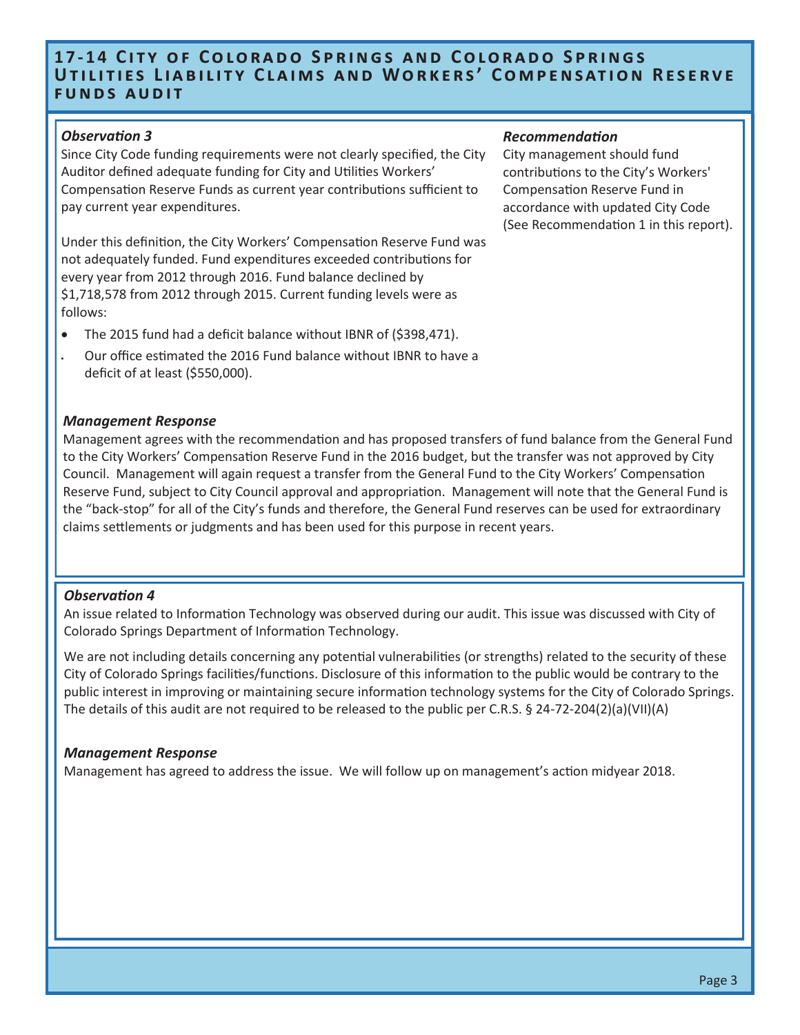# 17-14 City of Colorado Springs and Colorado Springs Utilities Liability Claims and Workers' Compensation Reserve Funds Audit

### *Observation 3*

Since City Code funding requirements were not clearly specified, the City Auditor defined adequate funding for City and Utilities Workers' Compensation Reserve Funds as current year contributions sufficient to pay current year expenditures.

Under this definition, the City Workers' Compensation Reserve Fund was not adequately funded. Fund expenditures exceeded contributions for every year from 2012 through 2016. Fund balance declined by $1,718,578 from 2012 through 2015. Current funding levels were as follows:

- The 2015 fund had a deficit balance without IBNR of ($398,471).
- Our office estimated the 2016 Fund balance without IBNR to have a deficit of at least ($550,000).

### *Recommendation*

City management should fund contributions to the City's Workers' Compensation Reserve Fund in accordance with updated City Code (See Recommendation 1 in this report).

### *Management Response*

Management agrees with the recommendation and has proposed transfers of fund balance from the General Fund to the City Workers' Compensation Reserve Fund in the 2016 budget, but the transfer was not approved by City Council. Management will again request a transfer from the General Fund to the City Workers' Compensation Reserve Fund, subject to City Council approval and appropriation. Management will note that the General Fund is the "back-stop" for all of the City's funds and therefore, the General Fund reserves can be used for extraordinary claims settlements or judgments and has been used for this purpose in recent years.

### *Observation 4*

An issue related to Information Technology was observed during our audit. This issue was discussed with City of Colorado Springs Department of Information Technology.

We are not including details concerning any potential vulnerabilities (or strengths) related to the security of these City of Colorado Springs facilities/functions. Disclosure of this information to the public would be contrary to the public interest in improving or maintaining secure information technology systems for the City of Colorado Springs. The details of this audit are not required to be released to the public per C.R.S. § 24-72-204(2)(a)(VII)(A)

### *Management Response*

Management has agreed to address the issue. We will follow up on management's action midyear 2018.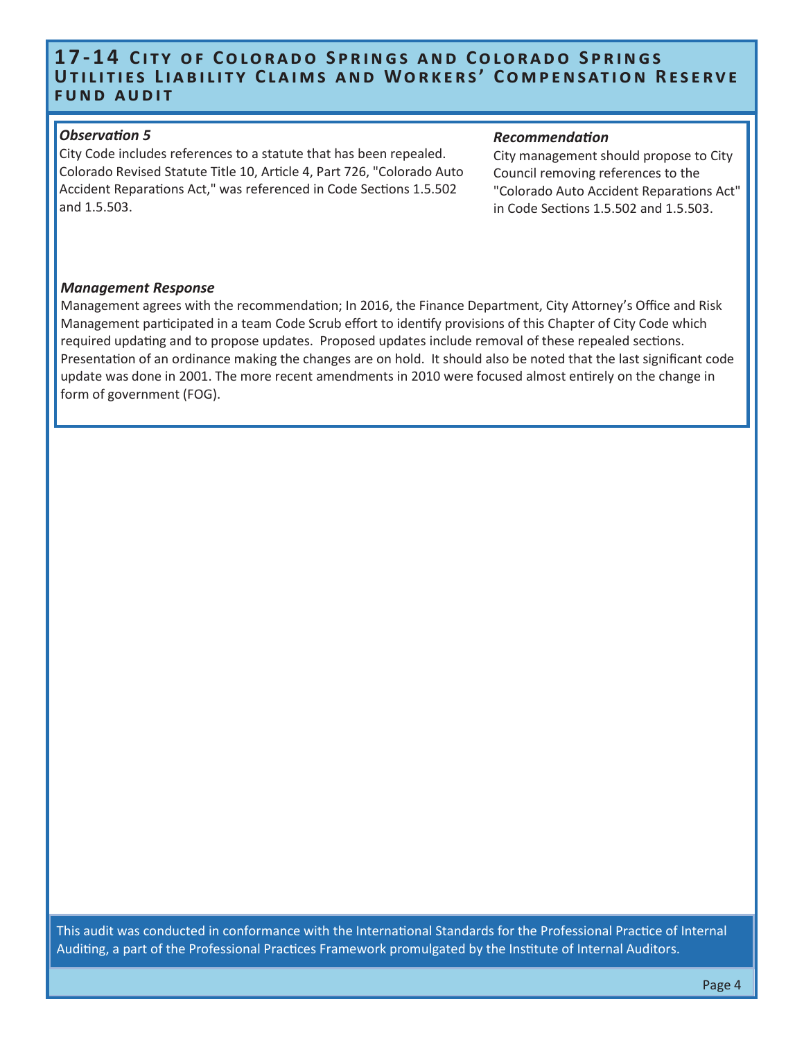# 17-14 City of Colorado Springs and Colorado Springs Utilities Liability Claims and Workers' Compensation Reserve fund audit

### *Observation 5*

City Code includes references to a statute that has been repealed. Colorado Revised Statute Title 10, Article 4, Part 726, "Colorado Auto Accident Reparations Act," was referenced in Code Sections 1.5.502 and 1.5.503.

### *Recommendation*

City management should propose to City Council removing references to the "Colorado Auto Accident Reparations Act" in Code Sections 1.5.502 and 1.5.503.

### *Management Response*

Management agrees with the recommendation; In 2016, the Finance Department, City Attorney's Office and Risk Management participated in a team Code Scrub effort to identify provisions of this Chapter of City Code which required updating and to propose updates. Proposed updates include removal of these repealed sections. Presentation of an ordinance making the changes are on hold. It should also be noted that the last significant code update was done in 2001. The more recent amendments in 2010 were focused almost entirely on the change in form of government (FOG).

This audit was conducted in conformance with the International Standards for the Professional Practice of Internal Auditing, a part of the Professional Practices Framework promulgated by the Institute of Internal Auditors.